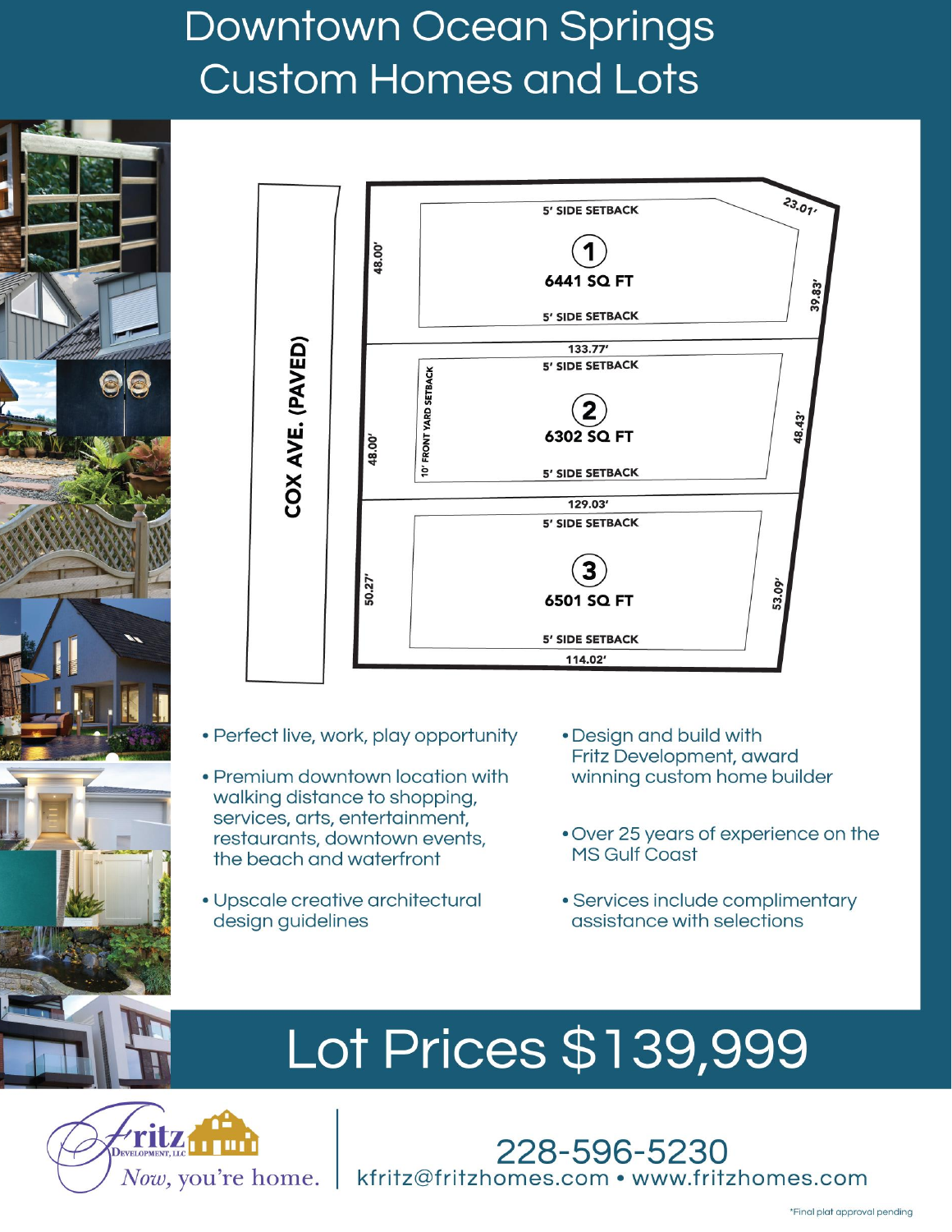# Downtown Ocean Springs Custom Homes and Lots

COX AVE. (PAVED)

| Lot | Area | Front (Cox Ave.) | Rear |
|---|---|---|---|
| 1 | 6441 SQ FT | 48.00' | 39.83' |
| 2 | 6302 SQ FT | 48.00' | 48.43' |
| 3 | 6501 SQ FT | 50.27' | 53.09' |

Lot boundary lengths: 23.01'; 133.77'; 129.03'; 114.02'

5' SIDE SETBACK

10' FRONT YARD SETBACK

- Perfect live, work, play opportunity
- Premium downtown location with walking distance to shopping, services, arts, entertainment, restaurants, downtown events, the beach and waterfront
- Upscale creative architectural design guidelines
- Design and build with Fritz Development, award winning custom home builder
- Over 25 years of experience on the MS Gulf Coast
- Services include complimentary assistance with selections

## Lot Prices $139,999

Fritz Development, LLC — *Now, you're home.*

228-596-5230

kfritz@fritzhomes.com • www.fritzhomes.com

*Final plat approval pending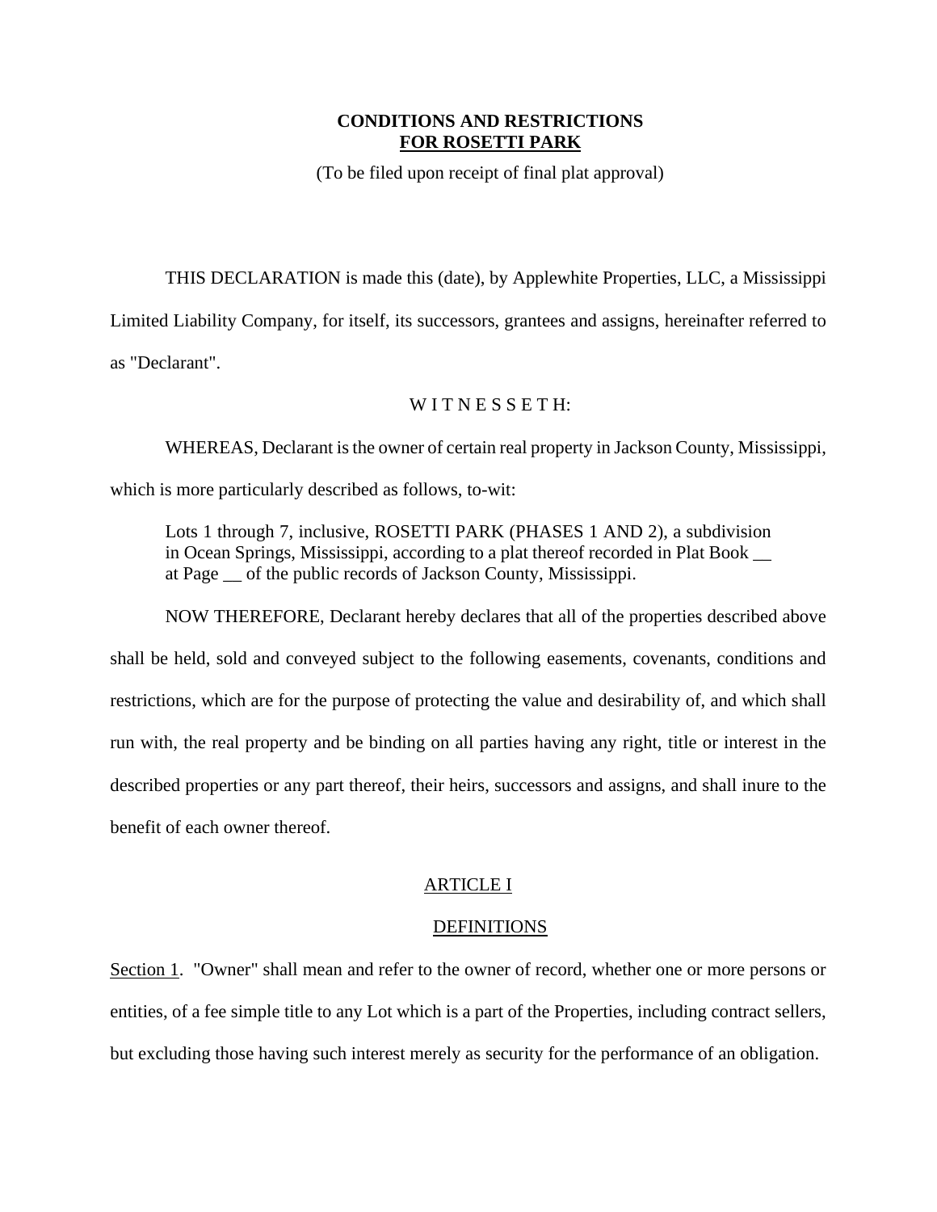# CONDITIONS AND RESTRICTIONS
# FOR ROSETTI PARK

(To be filed upon receipt of final plat approval)

THIS DECLARATION is made this (date), by Applewhite Properties, LLC, a Mississippi Limited Liability Company, for itself, its successors, grantees and assigns, hereinafter referred to as "Declarant".

W I T N E S S E T H:

WHEREAS, Declarant is the owner of certain real property in Jackson County, Mississippi, which is more particularly described as follows, to-wit:

> Lots 1 through 7, inclusive, ROSETTI PARK (PHASES 1 AND 2), a subdivision in Ocean Springs, Mississippi, according to a plat thereof recorded in Plat Book __ at Page __ of the public records of Jackson County, Mississippi.

NOW THEREFORE, Declarant hereby declares that all of the properties described above shall be held, sold and conveyed subject to the following easements, covenants, conditions and restrictions, which are for the purpose of protecting the value and desirability of, and which shall run with, the real property and be binding on all parties having any right, title or interest in the described properties or any part thereof, their heirs, successors and assigns, and shall inure to the benefit of each owner thereof.

## ARTICLE I

## DEFINITIONS

Section 1. "Owner" shall mean and refer to the owner of record, whether one or more persons or entities, of a fee simple title to any Lot which is a part of the Properties, including contract sellers, but excluding those having such interest merely as security for the performance of an obligation.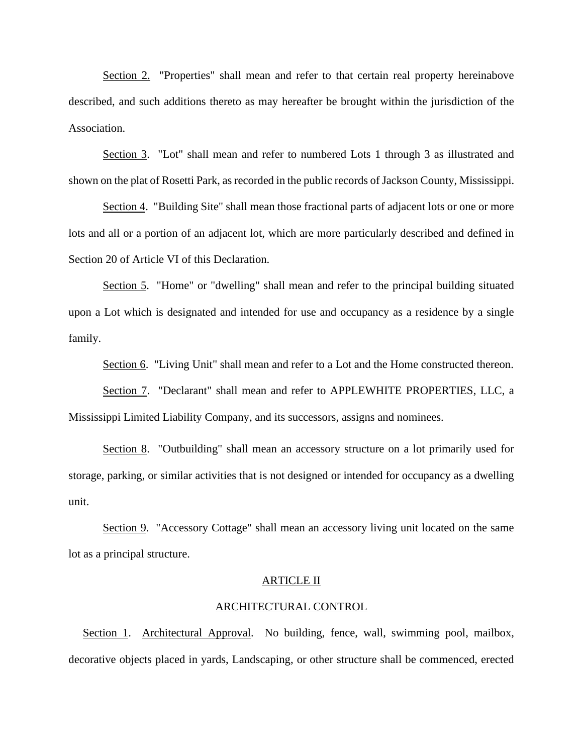Section 2. "Properties" shall mean and refer to that certain real property hereinabove described, and such additions thereto as may hereafter be brought within the jurisdiction of the Association.

Section 3. "Lot" shall mean and refer to numbered Lots 1 through 3 as illustrated and shown on the plat of Rosetti Park, as recorded in the public records of Jackson County, Mississippi.

Section 4. "Building Site" shall mean those fractional parts of adjacent lots or one or more lots and all or a portion of an adjacent lot, which are more particularly described and defined in Section 20 of Article VI of this Declaration.

Section 5. "Home" or "dwelling" shall mean and refer to the principal building situated upon a Lot which is designated and intended for use and occupancy as a residence by a single family.

Section 6. "Living Unit" shall mean and refer to a Lot and the Home constructed thereon.

Section 7. "Declarant" shall mean and refer to APPLEWHITE PROPERTIES, LLC, a Mississippi Limited Liability Company, and its successors, assigns and nominees.

Section 8. "Outbuilding" shall mean an accessory structure on a lot primarily used for storage, parking, or similar activities that is not designed or intended for occupancy as a dwelling unit.

Section 9. "Accessory Cottage" shall mean an accessory living unit located on the same lot as a principal structure.

## ARTICLE II

## ARCHITECTURAL CONTROL

Section 1. Architectural Approval. No building, fence, wall, swimming pool, mailbox, decorative objects placed in yards, Landscaping, or other structure shall be commenced, erected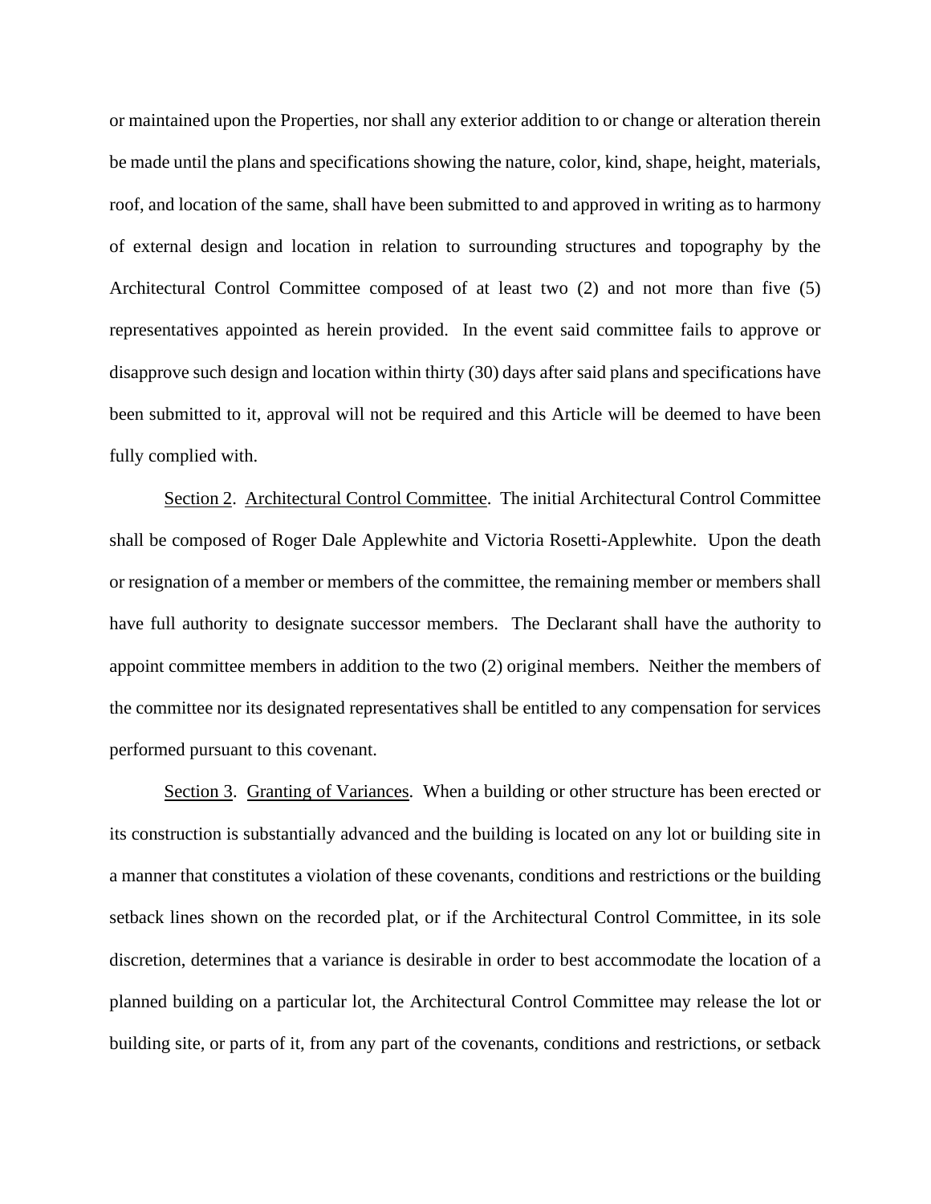or maintained upon the Properties, nor shall any exterior addition to or change or alteration therein be made until the plans and specifications showing the nature, color, kind, shape, height, materials, roof, and location of the same, shall have been submitted to and approved in writing as to harmony of external design and location in relation to surrounding structures and topography by the Architectural Control Committee composed of at least two (2) and not more than five (5) representatives appointed as herein provided. In the event said committee fails to approve or disapprove such design and location within thirty (30) days after said plans and specifications have been submitted to it, approval will not be required and this Article will be deemed to have been fully complied with.

Section 2. Architectural Control Committee. The initial Architectural Control Committee shall be composed of Roger Dale Applewhite and Victoria Rosetti-Applewhite. Upon the death or resignation of a member or members of the committee, the remaining member or members shall have full authority to designate successor members. The Declarant shall have the authority to appoint committee members in addition to the two (2) original members. Neither the members of the committee nor its designated representatives shall be entitled to any compensation for services performed pursuant to this covenant.

Section 3. Granting of Variances. When a building or other structure has been erected or its construction is substantially advanced and the building is located on any lot or building site in a manner that constitutes a violation of these covenants, conditions and restrictions or the building setback lines shown on the recorded plat, or if the Architectural Control Committee, in its sole discretion, determines that a variance is desirable in order to best accommodate the location of a planned building on a particular lot, the Architectural Control Committee may release the lot or building site, or parts of it, from any part of the covenants, conditions and restrictions, or setback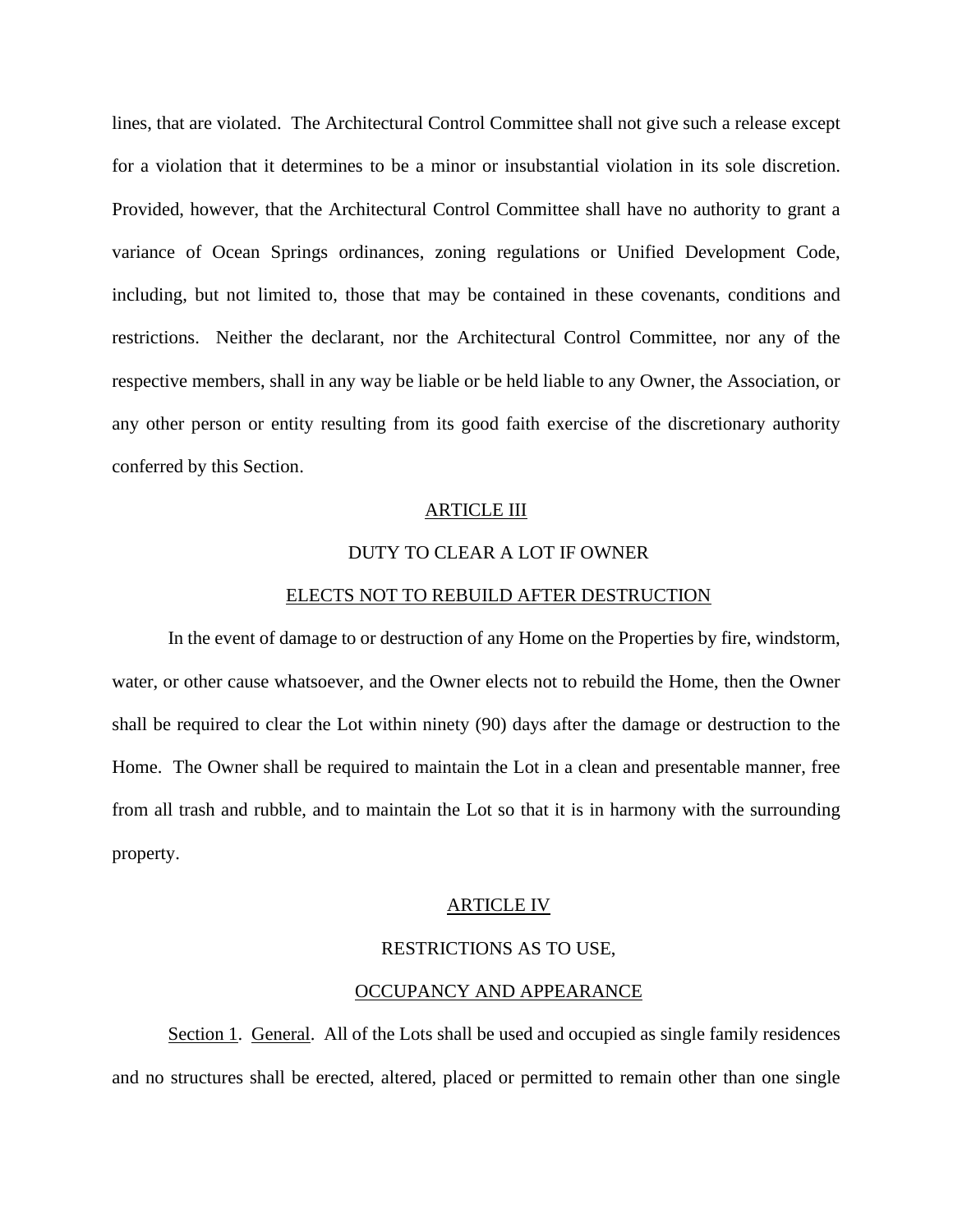lines, that are violated. The Architectural Control Committee shall not give such a release except for a violation that it determines to be a minor or insubstantial violation in its sole discretion. Provided, however, that the Architectural Control Committee shall have no authority to grant a variance of Ocean Springs ordinances, zoning regulations or Unified Development Code, including, but not limited to, those that may be contained in these covenants, conditions and restrictions. Neither the declarant, nor the Architectural Control Committee, nor any of the respective members, shall in any way be liable or be held liable to any Owner, the Association, or any other person or entity resulting from its good faith exercise of the discretionary authority conferred by this Section.

## ARTICLE III

## DUTY TO CLEAR A LOT IF OWNER ELECTS NOT TO REBUILD AFTER DESTRUCTION

In the event of damage to or destruction of any Home on the Properties by fire, windstorm, water, or other cause whatsoever, and the Owner elects not to rebuild the Home, then the Owner shall be required to clear the Lot within ninety (90) days after the damage or destruction to the Home. The Owner shall be required to maintain the Lot in a clean and presentable manner, free from all trash and rubble, and to maintain the Lot so that it is in harmony with the surrounding property.

## ARTICLE IV

## RESTRICTIONS AS TO USE, OCCUPANCY AND APPEARANCE

Section 1. General. All of the Lots shall be used and occupied as single family residences and no structures shall be erected, altered, placed or permitted to remain other than one single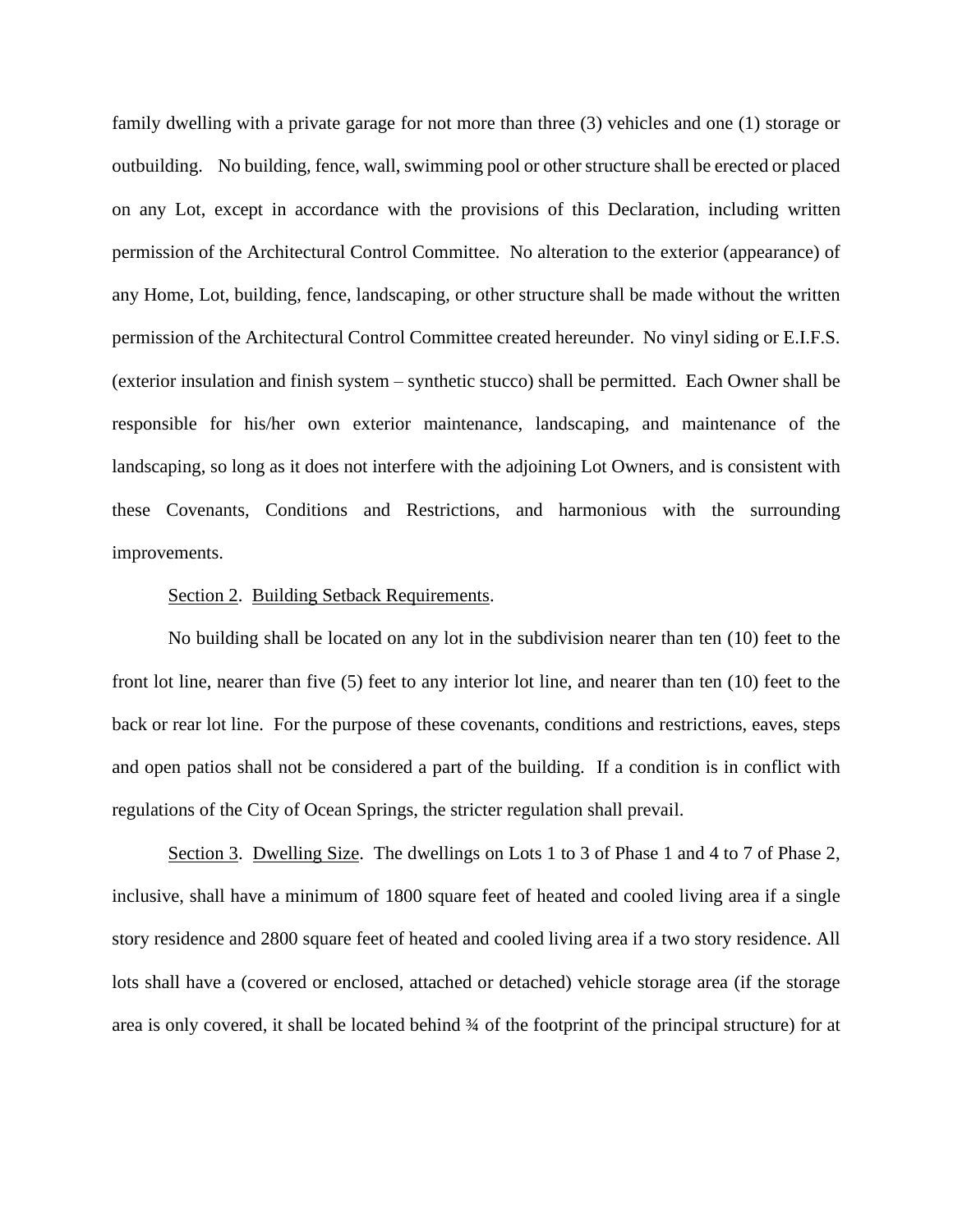family dwelling with a private garage for not more than three (3) vehicles and one (1) storage or outbuilding. No building, fence, wall, swimming pool or other structure shall be erected or placed on any Lot, except in accordance with the provisions of this Declaration, including written permission of the Architectural Control Committee. No alteration to the exterior (appearance) of any Home, Lot, building, fence, landscaping, or other structure shall be made without the written permission of the Architectural Control Committee created hereunder. No vinyl siding or E.I.F.S. (exterior insulation and finish system – synthetic stucco) shall be permitted. Each Owner shall be responsible for his/her own exterior maintenance, landscaping, and maintenance of the landscaping, so long as it does not interfere with the adjoining Lot Owners, and is consistent with these Covenants, Conditions and Restrictions, and harmonious with the surrounding improvements.

Section 2. Building Setback Requirements.

No building shall be located on any lot in the subdivision nearer than ten (10) feet to the front lot line, nearer than five (5) feet to any interior lot line, and nearer than ten (10) feet to the back or rear lot line. For the purpose of these covenants, conditions and restrictions, eaves, steps and open patios shall not be considered a part of the building. If a condition is in conflict with regulations of the City of Ocean Springs, the stricter regulation shall prevail.

Section 3. Dwelling Size. The dwellings on Lots 1 to 3 of Phase 1 and 4 to 7 of Phase 2, inclusive, shall have a minimum of 1800 square feet of heated and cooled living area if a single story residence and 2800 square feet of heated and cooled living area if a two story residence. All lots shall have a (covered or enclosed, attached or detached) vehicle storage area (if the storage area is only covered, it shall be located behind ¾ of the footprint of the principal structure) for at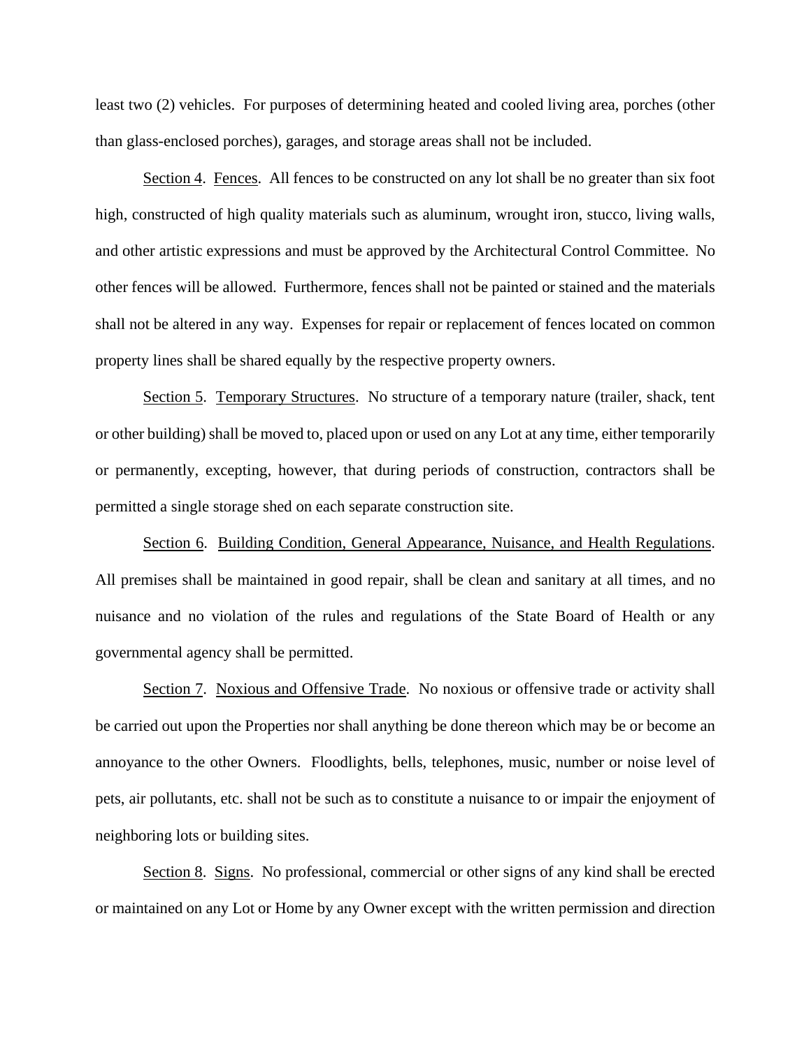least two (2) vehicles. For purposes of determining heated and cooled living area, porches (other than glass-enclosed porches), garages, and storage areas shall not be included.

<u>Section 4</u>. <u>Fences</u>. All fences to be constructed on any lot shall be no greater than six foot high, constructed of high quality materials such as aluminum, wrought iron, stucco, living walls, and other artistic expressions and must be approved by the Architectural Control Committee. No other fences will be allowed. Furthermore, fences shall not be painted or stained and the materials shall not be altered in any way. Expenses for repair or replacement of fences located on common property lines shall be shared equally by the respective property owners.

<u>Section 5</u>. <u>Temporary Structures</u>. No structure of a temporary nature (trailer, shack, tent or other building) shall be moved to, placed upon or used on any Lot at any time, either temporarily or permanently, excepting, however, that during periods of construction, contractors shall be permitted a single storage shed on each separate construction site.

<u>Section 6</u>. <u>Building Condition, General Appearance, Nuisance, and Health Regulations</u>. All premises shall be maintained in good repair, shall be clean and sanitary at all times, and no nuisance and no violation of the rules and regulations of the State Board of Health or any governmental agency shall be permitted.

<u>Section 7</u>. <u>Noxious and Offensive Trade</u>. No noxious or offensive trade or activity shall be carried out upon the Properties nor shall anything be done thereon which may be or become an annoyance to the other Owners. Floodlights, bells, telephones, music, number or noise level of pets, air pollutants, etc. shall not be such as to constitute a nuisance to or impair the enjoyment of neighboring lots or building sites.

<u>Section 8</u>. <u>Signs</u>. No professional, commercial or other signs of any kind shall be erected or maintained on any Lot or Home by any Owner except with the written permission and direction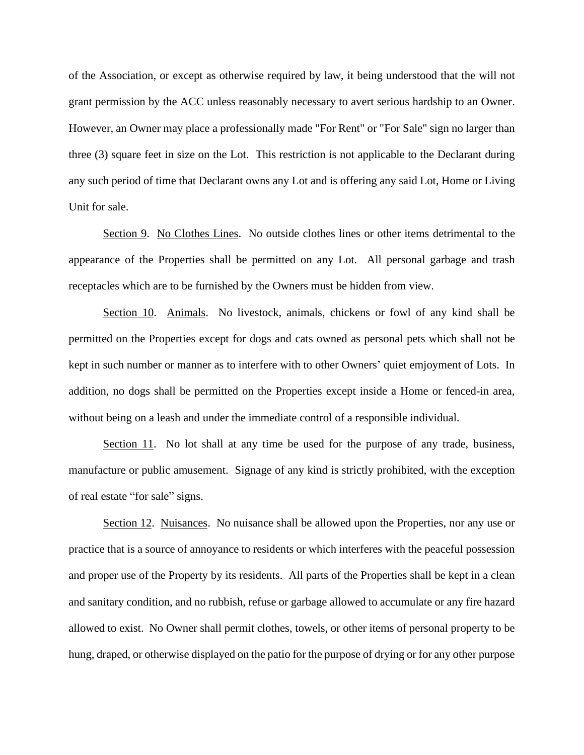of the Association, or except as otherwise required by law, it being understood that the will not grant permission by the ACC unless reasonably necessary to avert serious hardship to an Owner. However, an Owner may place a professionally made "For Rent" or "For Sale" sign no larger than three (3) square feet in size on the Lot. This restriction is not applicable to the Declarant during any such period of time that Declarant owns any Lot and is offering any said Lot, Home or Living Unit for sale.

Section 9. No Clothes Lines. No outside clothes lines or other items detrimental to the appearance of the Properties shall be permitted on any Lot. All personal garbage and trash receptacles which are to be furnished by the Owners must be hidden from view.

Section 10. Animals. No livestock, animals, chickens or fowl of any kind shall be permitted on the Properties except for dogs and cats owned as personal pets which shall not be kept in such number or manner as to interfere with to other Owners' quiet emjoyment of Lots. In addition, no dogs shall be permitted on the Properties except inside a Home or fenced-in area, without being on a leash and under the immediate control of a responsible individual.

Section 11. No lot shall at any time be used for the purpose of any trade, business, manufacture or public amusement. Signage of any kind is strictly prohibited, with the exception of real estate "for sale" signs.

Section 12. Nuisances. No nuisance shall be allowed upon the Properties, nor any use or practice that is a source of annoyance to residents or which interferes with the peaceful possession and proper use of the Property by its residents. All parts of the Properties shall be kept in a clean and sanitary condition, and no rubbish, refuse or garbage allowed to accumulate or any fire hazard allowed to exist. No Owner shall permit clothes, towels, or other items of personal property to be hung, draped, or otherwise displayed on the patio for the purpose of drying or for any other purpose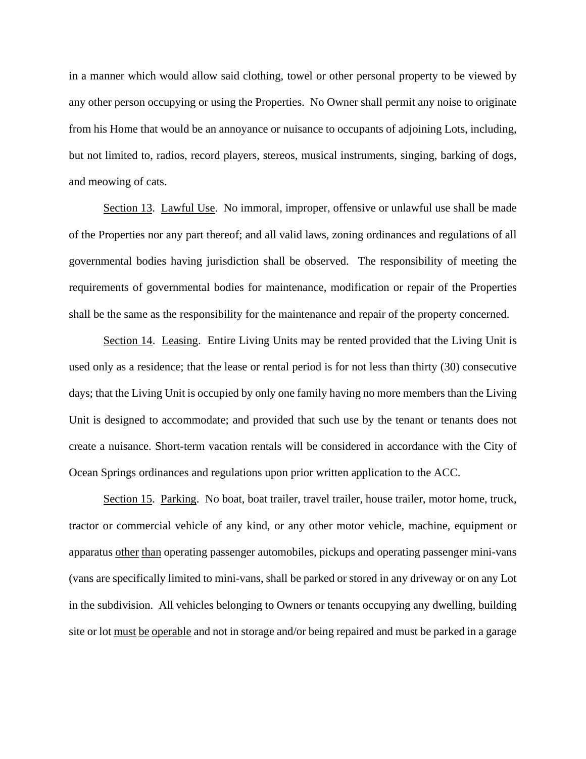in a manner which would allow said clothing, towel or other personal property to be viewed by any other person occupying or using the Properties. No Owner shall permit any noise to originate from his Home that would be an annoyance or nuisance to occupants of adjoining Lots, including, but not limited to, radios, record players, stereos, musical instruments, singing, barking of dogs, and meowing of cats.

<u>Section 13</u>. <u>Lawful Use</u>. No immoral, improper, offensive or unlawful use shall be made of the Properties nor any part thereof; and all valid laws, zoning ordinances and regulations of all governmental bodies having jurisdiction shall be observed. The responsibility of meeting the requirements of governmental bodies for maintenance, modification or repair of the Properties shall be the same as the responsibility for the maintenance and repair of the property concerned.

<u>Section 14</u>. <u>Leasing</u>. Entire Living Units may be rented provided that the Living Unit is used only as a residence; that the lease or rental period is for not less than thirty (30) consecutive days; that the Living Unit is occupied by only one family having no more members than the Living Unit is designed to accommodate; and provided that such use by the tenant or tenants does not create a nuisance. Short-term vacation rentals will be considered in accordance with the City of Ocean Springs ordinances and regulations upon prior written application to the ACC.

<u>Section 15</u>. <u>Parking</u>. No boat, boat trailer, travel trailer, house trailer, motor home, truck, tractor or commercial vehicle of any kind, or any other motor vehicle, machine, equipment or apparatus <u>other</u> <u>than</u> operating passenger automobiles, pickups and operating passenger mini-vans (vans are specifically limited to mini-vans, shall be parked or stored in any driveway or on any Lot in the subdivision. All vehicles belonging to Owners or tenants occupying any dwelling, building site or lot <u>must</u> <u>be</u> <u>operable</u> and not in storage and/or being repaired and must be parked in a garage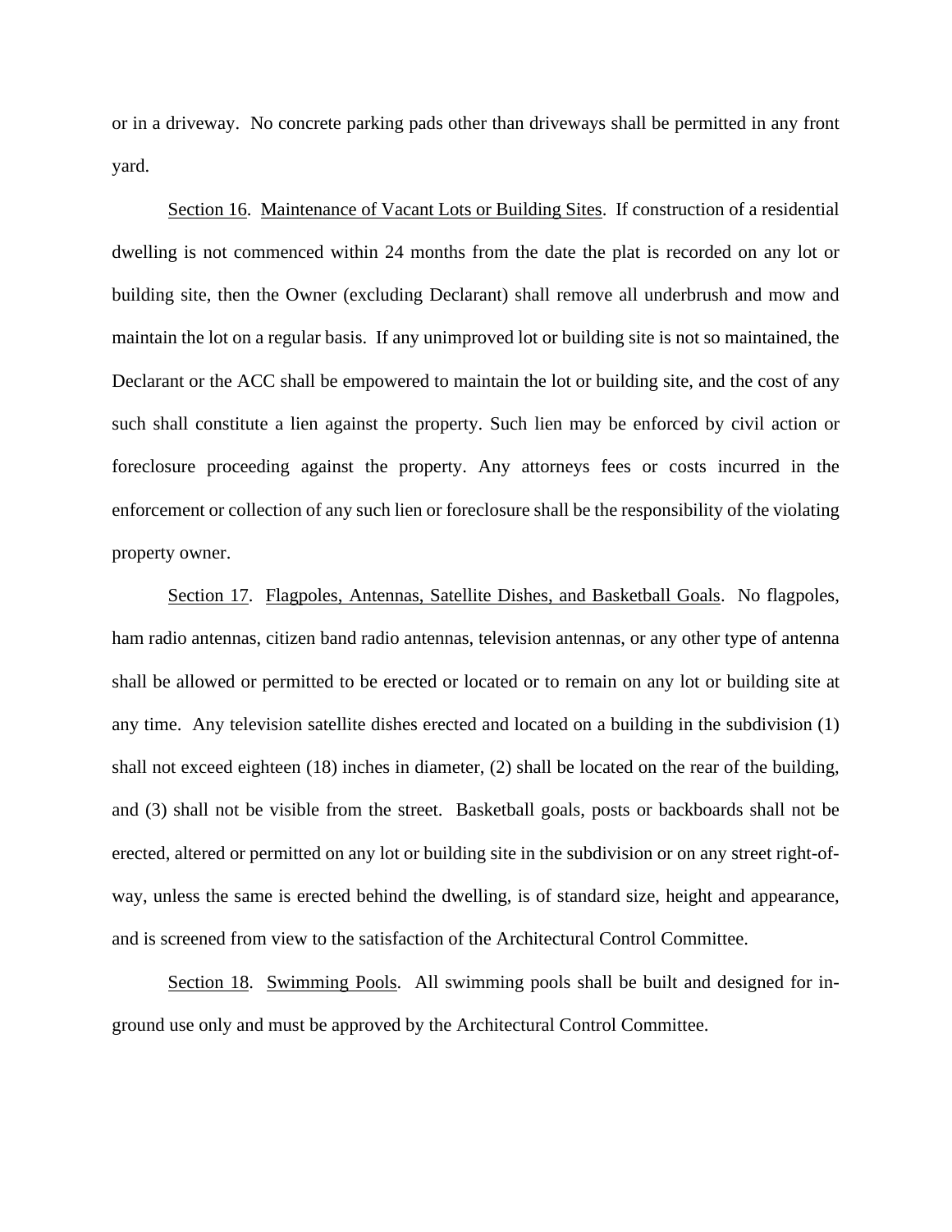or in a driveway. No concrete parking pads other than driveways shall be permitted in any front yard.

Section 16. Maintenance of Vacant Lots or Building Sites. If construction of a residential dwelling is not commenced within 24 months from the date the plat is recorded on any lot or building site, then the Owner (excluding Declarant) shall remove all underbrush and mow and maintain the lot on a regular basis. If any unimproved lot or building site is not so maintained, the Declarant or the ACC shall be empowered to maintain the lot or building site, and the cost of any such shall constitute a lien against the property. Such lien may be enforced by civil action or foreclosure proceeding against the property. Any attorneys fees or costs incurred in the enforcement or collection of any such lien or foreclosure shall be the responsibility of the violating property owner.

Section 17. Flagpoles, Antennas, Satellite Dishes, and Basketball Goals. No flagpoles, ham radio antennas, citizen band radio antennas, television antennas, or any other type of antenna shall be allowed or permitted to be erected or located or to remain on any lot or building site at any time. Any television satellite dishes erected and located on a building in the subdivision (1) shall not exceed eighteen (18) inches in diameter, (2) shall be located on the rear of the building, and (3) shall not be visible from the street. Basketball goals, posts or backboards shall not be erected, altered or permitted on any lot or building site in the subdivision or on any street right-of-way, unless the same is erected behind the dwelling, is of standard size, height and appearance, and is screened from view to the satisfaction of the Architectural Control Committee.

Section 18. Swimming Pools. All swimming pools shall be built and designed for in-ground use only and must be approved by the Architectural Control Committee.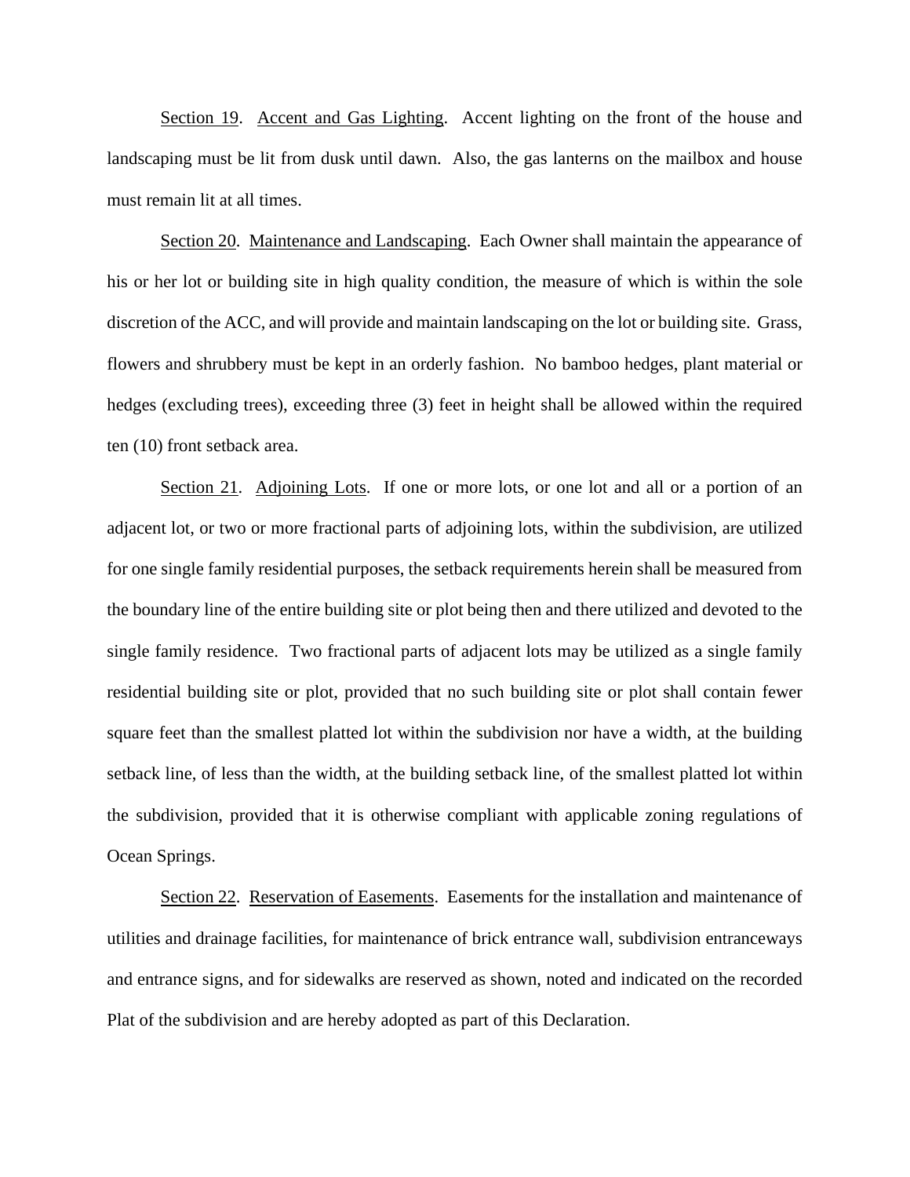Section 19. Accent and Gas Lighting. Accent lighting on the front of the house and landscaping must be lit from dusk until dawn. Also, the gas lanterns on the mailbox and house must remain lit at all times.

Section 20. Maintenance and Landscaping. Each Owner shall maintain the appearance of his or her lot or building site in high quality condition, the measure of which is within the sole discretion of the ACC, and will provide and maintain landscaping on the lot or building site. Grass, flowers and shrubbery must be kept in an orderly fashion. No bamboo hedges, plant material or hedges (excluding trees), exceeding three (3) feet in height shall be allowed within the required ten (10) front setback area.

Section 21. Adjoining Lots. If one or more lots, or one lot and all or a portion of an adjacent lot, or two or more fractional parts of adjoining lots, within the subdivision, are utilized for one single family residential purposes, the setback requirements herein shall be measured from the boundary line of the entire building site or plot being then and there utilized and devoted to the single family residence. Two fractional parts of adjacent lots may be utilized as a single family residential building site or plot, provided that no such building site or plot shall contain fewer square feet than the smallest platted lot within the subdivision nor have a width, at the building setback line, of less than the width, at the building setback line, of the smallest platted lot within the subdivision, provided that it is otherwise compliant with applicable zoning regulations of Ocean Springs.

Section 22. Reservation of Easements. Easements for the installation and maintenance of utilities and drainage facilities, for maintenance of brick entrance wall, subdivision entranceways and entrance signs, and for sidewalks are reserved as shown, noted and indicated on the recorded Plat of the subdivision and are hereby adopted as part of this Declaration.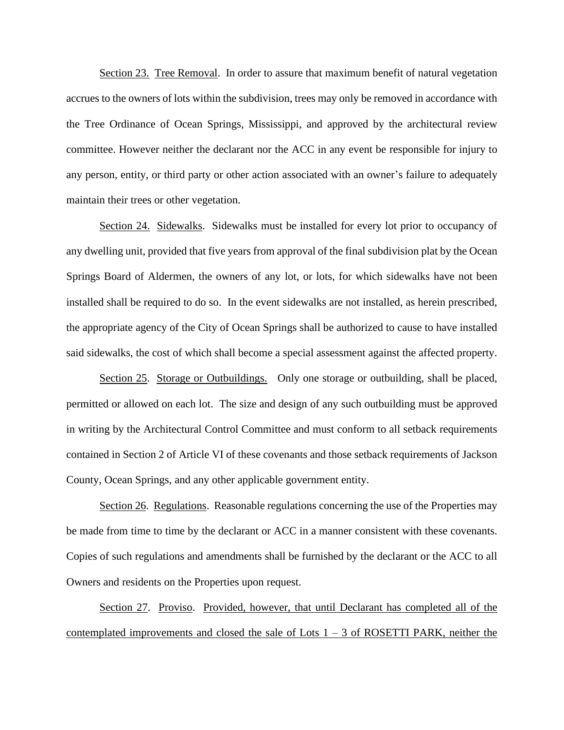<u>Section 23.</u> <u>Tree Removal</u>. In order to assure that maximum benefit of natural vegetation accrues to the owners of lots within the subdivision, trees may only be removed in accordance with the Tree Ordinance of Ocean Springs, Mississippi, and approved by the architectural review committee. However neither the declarant nor the ACC in any event be responsible for injury to any person, entity, or third party or other action associated with an owner's failure to adequately maintain their trees or other vegetation.

<u>Section 24.</u> <u>Sidewalks</u>. Sidewalks must be installed for every lot prior to occupancy of any dwelling unit, provided that five years from approval of the final subdivision plat by the Ocean Springs Board of Aldermen, the owners of any lot, or lots, for which sidewalks have not been installed shall be required to do so. In the event sidewalks are not installed, as herein prescribed, the appropriate agency of the City of Ocean Springs shall be authorized to cause to have installed said sidewalks, the cost of which shall become a special assessment against the affected property.

<u>Section 25</u>. <u>Storage or Outbuildings.</u> Only one storage or outbuilding, shall be placed, permitted or allowed on each lot. The size and design of any such outbuilding must be approved in writing by the Architectural Control Committee and must conform to all setback requirements contained in Section 2 of Article VI of these covenants and those setback requirements of Jackson County, Ocean Springs, and any other applicable government entity.

<u>Section 26</u>. <u>Regulations</u>. Reasonable regulations concerning the use of the Properties may be made from time to time by the declarant or ACC in a manner consistent with these covenants. Copies of such regulations and amendments shall be furnished by the declarant or the ACC to all Owners and residents on the Properties upon request.

<u>Section 27</u>. <u>Proviso</u>. <u>Provided, however, that until Declarant has completed all of the contemplated improvements and closed the sale of Lots 1 – 3 of ROSETTI PARK, neither the</u>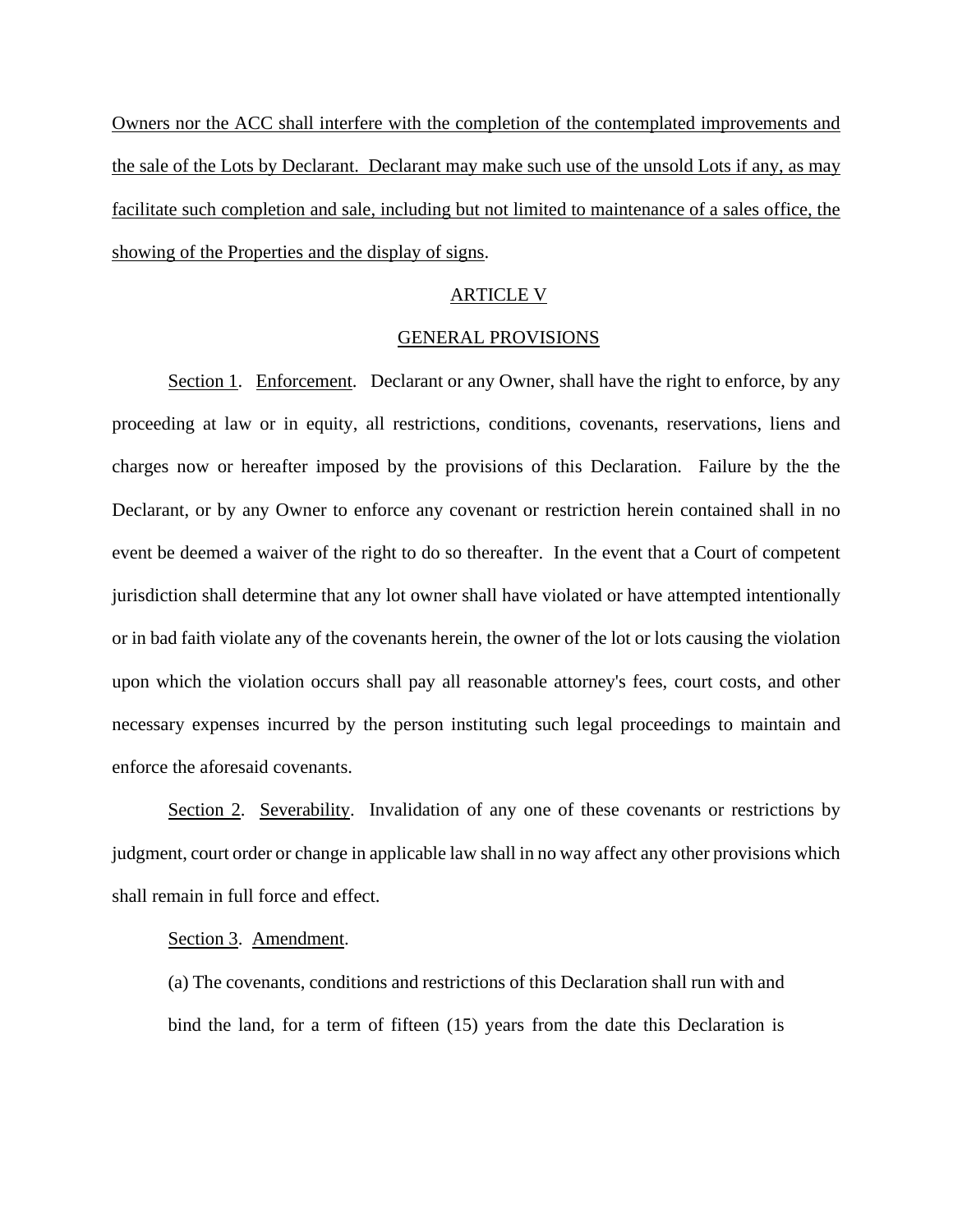Owners nor the ACC shall interfere with the completion of the contemplated improvements and the sale of the Lots by Declarant. Declarant may make such use of the unsold Lots if any, as may facilitate such completion and sale, including but not limited to maintenance of a sales office, the showing of the Properties and the display of signs.

ARTICLE V

GENERAL PROVISIONS

Section 1. Enforcement. Declarant or any Owner, shall have the right to enforce, by any proceeding at law or in equity, all restrictions, conditions, covenants, reservations, liens and charges now or hereafter imposed by the provisions of this Declaration. Failure by the the Declarant, or by any Owner to enforce any covenant or restriction herein contained shall in no event be deemed a waiver of the right to do so thereafter. In the event that a Court of competent jurisdiction shall determine that any lot owner shall have violated or have attempted intentionally or in bad faith violate any of the covenants herein, the owner of the lot or lots causing the violation upon which the violation occurs shall pay all reasonable attorney's fees, court costs, and other necessary expenses incurred by the person instituting such legal proceedings to maintain and enforce the aforesaid covenants.

Section 2. Severability. Invalidation of any one of these covenants or restrictions by judgment, court order or change in applicable law shall in no way affect any other provisions which shall remain in full force and effect.

Section 3. Amendment.

(a) The covenants, conditions and restrictions of this Declaration shall run with and bind the land, for a term of fifteen (15) years from the date this Declaration is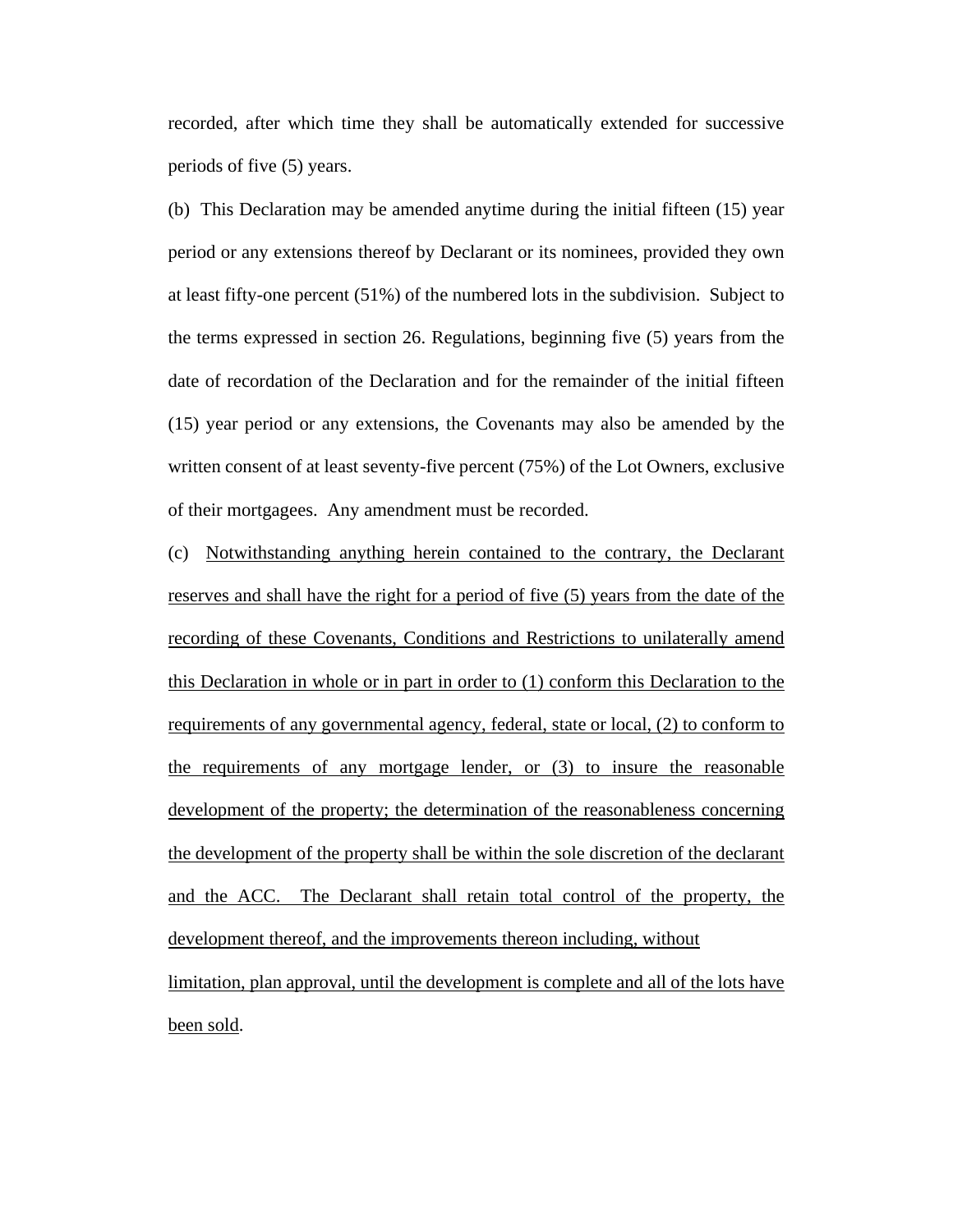recorded, after which time they shall be automatically extended for successive periods of five (5) years.

(b) This Declaration may be amended anytime during the initial fifteen (15) year period or any extensions thereof by Declarant or its nominees, provided they own at least fifty-one percent (51%) of the numbered lots in the subdivision. Subject to the terms expressed in section 26. Regulations, beginning five (5) years from the date of recordation of the Declaration and for the remainder of the initial fifteen (15) year period or any extensions, the Covenants may also be amended by the written consent of at least seventy-five percent (75%) of the Lot Owners, exclusive of their mortgagees. Any amendment must be recorded.

(c) <u>Notwithstanding anything herein contained to the contrary, the Declarant reserves and shall have the right for a period of five (5) years from the date of the recording of these Covenants, Conditions and Restrictions to unilaterally amend this Declaration in whole or in part in order to (1) conform this Declaration to the requirements of any governmental agency, federal, state or local, (2) to conform to the requirements of any mortgage lender, or (3) to insure the reasonable development of the property; the determination of the reasonableness concerning the development of the property shall be within the sole discretion of the declarant and the ACC. The Declarant shall retain total control of the property, the development thereof, and the improvements thereon including, without limitation, plan approval, until the development is complete and all of the lots have been sold</u>.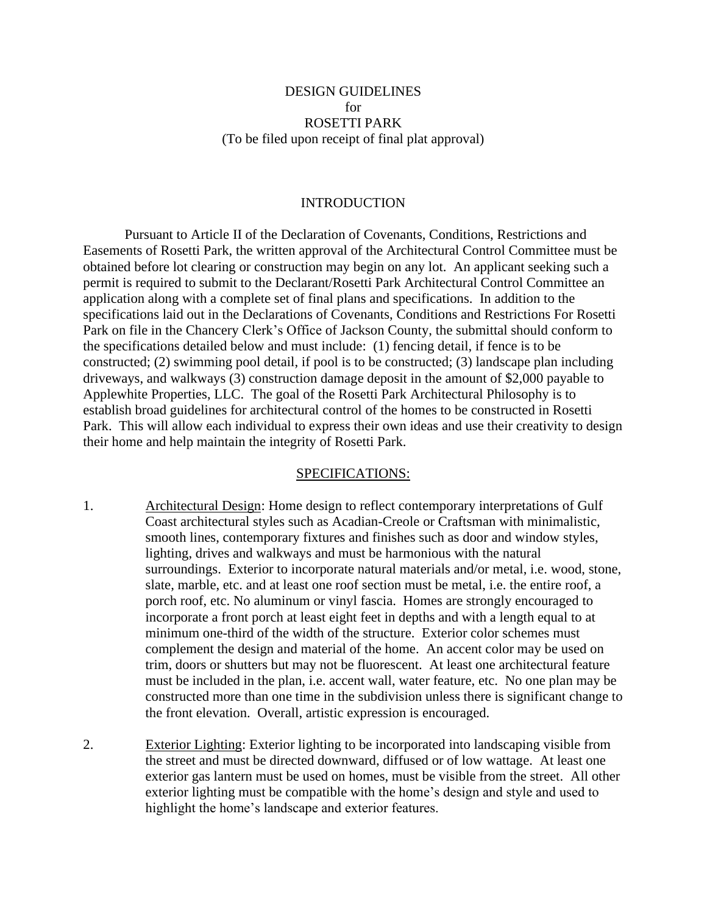# DESIGN GUIDELINES
for
ROSETTI PARK
(To be filed upon receipt of final plat approval)

## INTRODUCTION

Pursuant to Article II of the Declaration of Covenants, Conditions, Restrictions and Easements of Rosetti Park, the written approval of the Architectural Control Committee must be obtained before lot clearing or construction may begin on any lot. An applicant seeking such a permit is required to submit to the Declarant/Rosetti Park Architectural Control Committee an application along with a complete set of final plans and specifications. In addition to the specifications laid out in the Declarations of Covenants, Conditions and Restrictions For Rosetti Park on file in the Chancery Clerk's Office of Jackson County, the submittal should conform to the specifications detailed below and must include: (1) fencing detail, if fence is to be constructed; (2) swimming pool detail, if pool is to be constructed; (3) landscape plan including driveways, and walkways (3) construction damage deposit in the amount of $2,000 payable to Applewhite Properties, LLC. The goal of the Rosetti Park Architectural Philosophy is to establish broad guidelines for architectural control of the homes to be constructed in Rosetti Park. This will allow each individual to express their own ideas and use their creativity to design their home and help maintain the integrity of Rosetti Park.

## SPECIFICATIONS:

1. Architectural Design: Home design to reflect contemporary interpretations of Gulf Coast architectural styles such as Acadian-Creole or Craftsman with minimalistic, smooth lines, contemporary fixtures and finishes such as door and window styles, lighting, drives and walkways and must be harmonious with the natural surroundings. Exterior to incorporate natural materials and/or metal, i.e. wood, stone, slate, marble, etc. and at least one roof section must be metal, i.e. the entire roof, a porch roof, etc. No aluminum or vinyl fascia. Homes are strongly encouraged to incorporate a front porch at least eight feet in depths and with a length equal to at minimum one-third of the width of the structure. Exterior color schemes must complement the design and material of the home. An accent color may be used on trim, doors or shutters but may not be fluorescent. At least one architectural feature must be included in the plan, i.e. accent wall, water feature, etc. No one plan may be constructed more than one time in the subdivision unless there is significant change to the front elevation. Overall, artistic expression is encouraged.

2. Exterior Lighting: Exterior lighting to be incorporated into landscaping visible from the street and must be directed downward, diffused or of low wattage. At least one exterior gas lantern must be used on homes, must be visible from the street. All other exterior lighting must be compatible with the home's design and style and used to highlight the home's landscape and exterior features.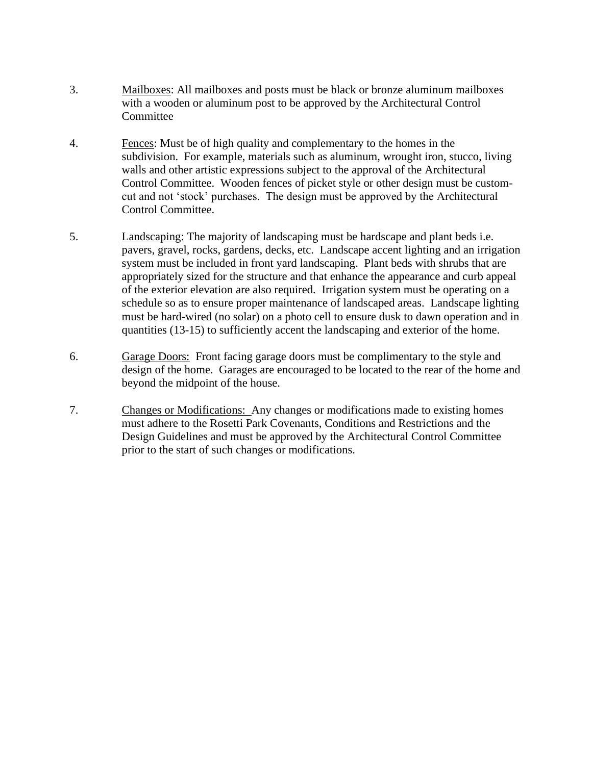3. <u>Mailboxes</u>: All mailboxes and posts must be black or bronze aluminum mailboxes with a wooden or aluminum post to be approved by the Architectural Control Committee

4. <u>Fences</u>: Must be of high quality and complementary to the homes in the subdivision. For example, materials such as aluminum, wrought iron, stucco, living walls and other artistic expressions subject to the approval of the Architectural Control Committee. Wooden fences of picket style or other design must be custom-cut and not 'stock' purchases. The design must be approved by the Architectural Control Committee.

5. <u>Landscaping</u>: The majority of landscaping must be hardscape and plant beds i.e. pavers, gravel, rocks, gardens, decks, etc. Landscape accent lighting and an irrigation system must be included in front yard landscaping. Plant beds with shrubs that are appropriately sized for the structure and that enhance the appearance and curb appeal of the exterior elevation are also required. Irrigation system must be operating on a schedule so as to ensure proper maintenance of landscaped areas. Landscape lighting must be hard-wired (no solar) on a photo cell to ensure dusk to dawn operation and in quantities (13-15) to sufficiently accent the landscaping and exterior of the home.

6. <u>Garage Doors:</u> Front facing garage doors must be complimentary to the style and design of the home. Garages are encouraged to be located to the rear of the home and beyond the midpoint of the house.

7. <u>Changes or Modifications:</u> Any changes or modifications made to existing homes must adhere to the Rosetti Park Covenants, Conditions and Restrictions and the Design Guidelines and must be approved by the Architectural Control Committee prior to the start of such changes or modifications.